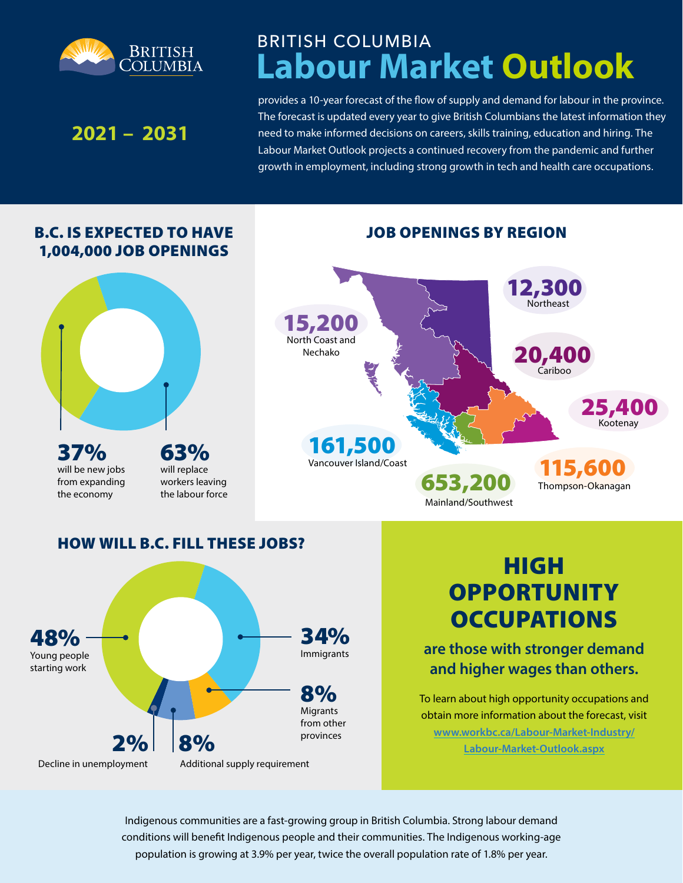# BRITISH COLUMBIA Labour Market Outlook

**2021 – 2031**

provides a 10-year forecast of the flow of supply and demand for labour in the province. The forecast is updated every year to give British Columbians the latest information they need to make informed decisions on careers, skills training, education and hiring. The Labour Market Outlook projects a continued recovery from the pandemic and further growth in employment, including strong growth in tech and health care occupations.

## B.C. IS EXPECTED TO HAVE 1,004,000 JOB OPENINGS

**37%** will be new jobs from expanding the economy

**63%** will replace workers leaving the labour force

## JOB OPENINGS BY REGION

| Region | Job Openings |
|---|---|
| Northeast | 12,300 |
| North Coast and Nechako | 15,200 |
| Cariboo | 20,400 |
| Kootenay | 25,400 |
| Vancouver Island/Coast | 161,500 |
| Thompson-Okanagan | 115,600 |
| Mainland/Southwest | 653,200 |

## HOW WILL B.C. FILL THESE JOBS?

**48%** Young people starting work

**34%** Immigrants

**8%** Migrants from other provinces

**8%** Additional supply requirement

**2%** Decline in unemployment

## HIGH OPPORTUNITY OCCUPATIONS

**are those with stronger demand and higher wages than others.**

To learn about high opportunity occupations and obtain more information about the forecast, visit www.workbc.ca/Labour-Market-Industry/Labour-Market-Outlook.aspx

Indigenous communities are a fast-growing group in British Columbia. Strong labour demand conditions will benefit Indigenous people and their communities. The Indigenous working-age population is growing at 3.9% per year, twice the overall population rate of 1.8% per year.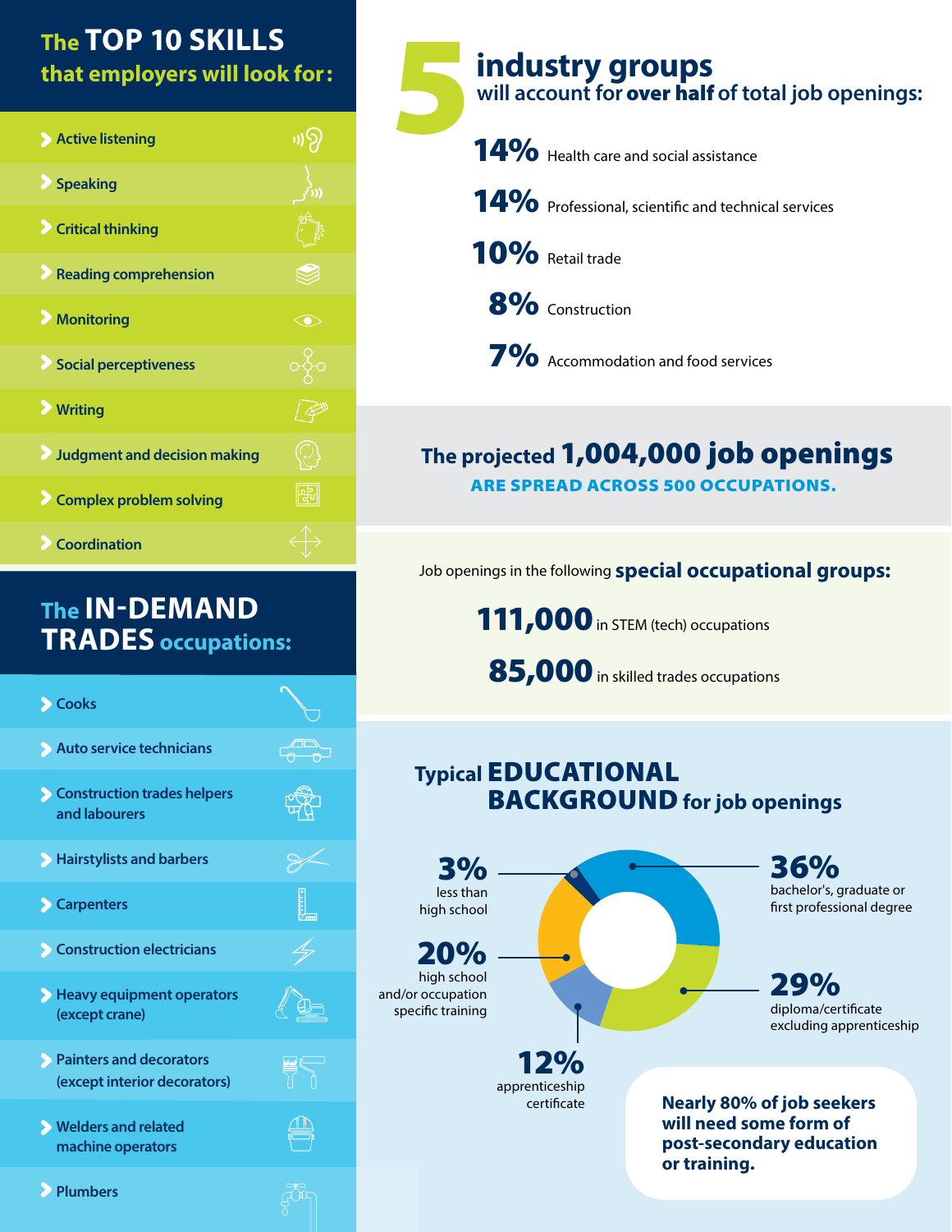## The TOP 10 SKILLS that employers will look for:

- Active listening
- Speaking
- Critical thinking
- Reading comprehension
- Monitoring
- Social perceptiveness
- Writing
- Judgment and decision making
- Complex problem solving
- Coordination

## The IN-DEMAND TRADES occupations:

- Cooks
- Auto service technicians
- Construction trades helpers and labourers
- Hairstylists and barbers
- Carpenters
- Construction electricians
- Heavy equipment operators (except crane)
- Painters and decorators (except interior decorators)
- Welders and related machine operators
- Plumbers

## 5 industry groups will account for **over half** of total job openings:

**14%** Health care and social assistance

**14%** Professional, scientific and technical services

**10%** Retail trade

**8%** Construction

**7%** Accommodation and food services

## The projected **1,004,000 job openings** ARE SPREAD ACROSS 500 OCCUPATIONS.

Job openings in the following **special occupational groups:**

**111,000** in STEM (tech) occupations

**85,000** in skilled trades occupations

## Typical EDUCATIONAL BACKGROUND for job openings

3%
less than high school

20%
high school and/or occupation specific training

12%
apprenticeship certificate

36%
bachelor's, graduate or first professional degree

29%
diploma/certificate excluding apprenticeship

**Nearly 80% of job seekers will need some form of post-secondary education or training.**